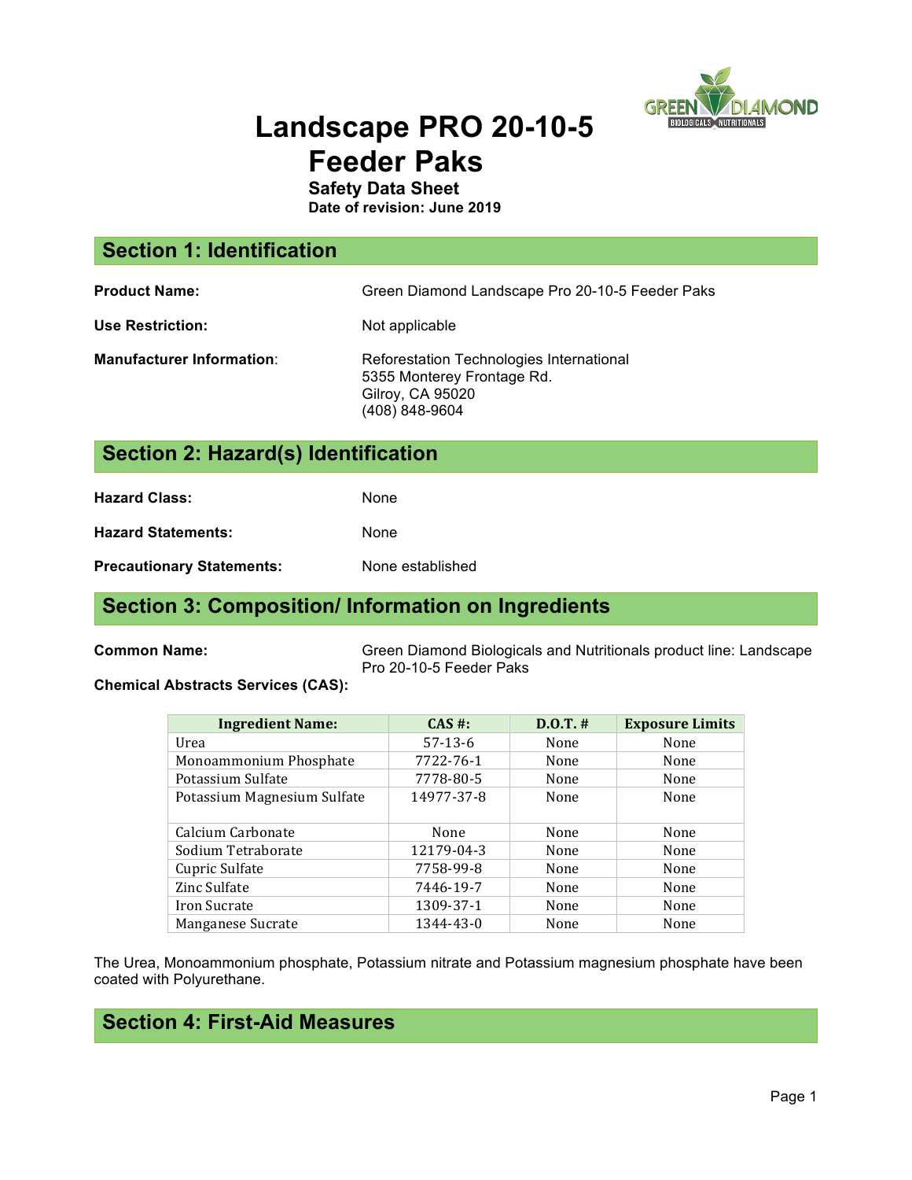# Landscape PRO 20-10-5 Feeder Paks

**Safety Data Sheet**
**Date of revision: June 2019**

## Section 1: Identification

**Product Name:** Green Diamond Landscape Pro 20-10-5 Feeder Paks

**Use Restriction:** Not applicable

**Manufacturer Information**: Reforestation Technologies International
5355 Monterey Frontage Rd.
Gilroy, CA 95020
(408) 848-9604

## Section 2: Hazard(s) Identification

**Hazard Class:** None

**Hazard Statements:** None

**Precautionary Statements:** None established

## Section 3: Composition/ Information on Ingredients

**Common Name:** Green Diamond Biologicals and Nutritionals product line: Landscape Pro 20-10-5 Feeder Paks

**Chemical Abstracts Services (CAS):**

| Ingredient Name: | CAS #: | D.O.T. # | Exposure Limits |
|---|---|---|---|
| Urea | 57-13-6 | None | None |
| Monoammonium Phosphate | 7722-76-1 | None | None |
| Potassium Sulfate | 7778-80-5 | None | None |
| Potassium Magnesium Sulfate | 14977-37-8 | None | None |
| Calcium Carbonate | None | None | None |
| Sodium Tetraborate | 12179-04-3 | None | None |
| Cupric Sulfate | 7758-99-8 | None | None |
| Zinc Sulfate | 7446-19-7 | None | None |
| Iron Sucrate | 1309-37-1 | None | None |
| Manganese Sucrate | 1344-43-0 | None | None |

The Urea, Monoammonium phosphate, Potassium nitrate and Potassium magnesium phosphate have been coated with Polyurethane.

## Section 4: First-Aid Measures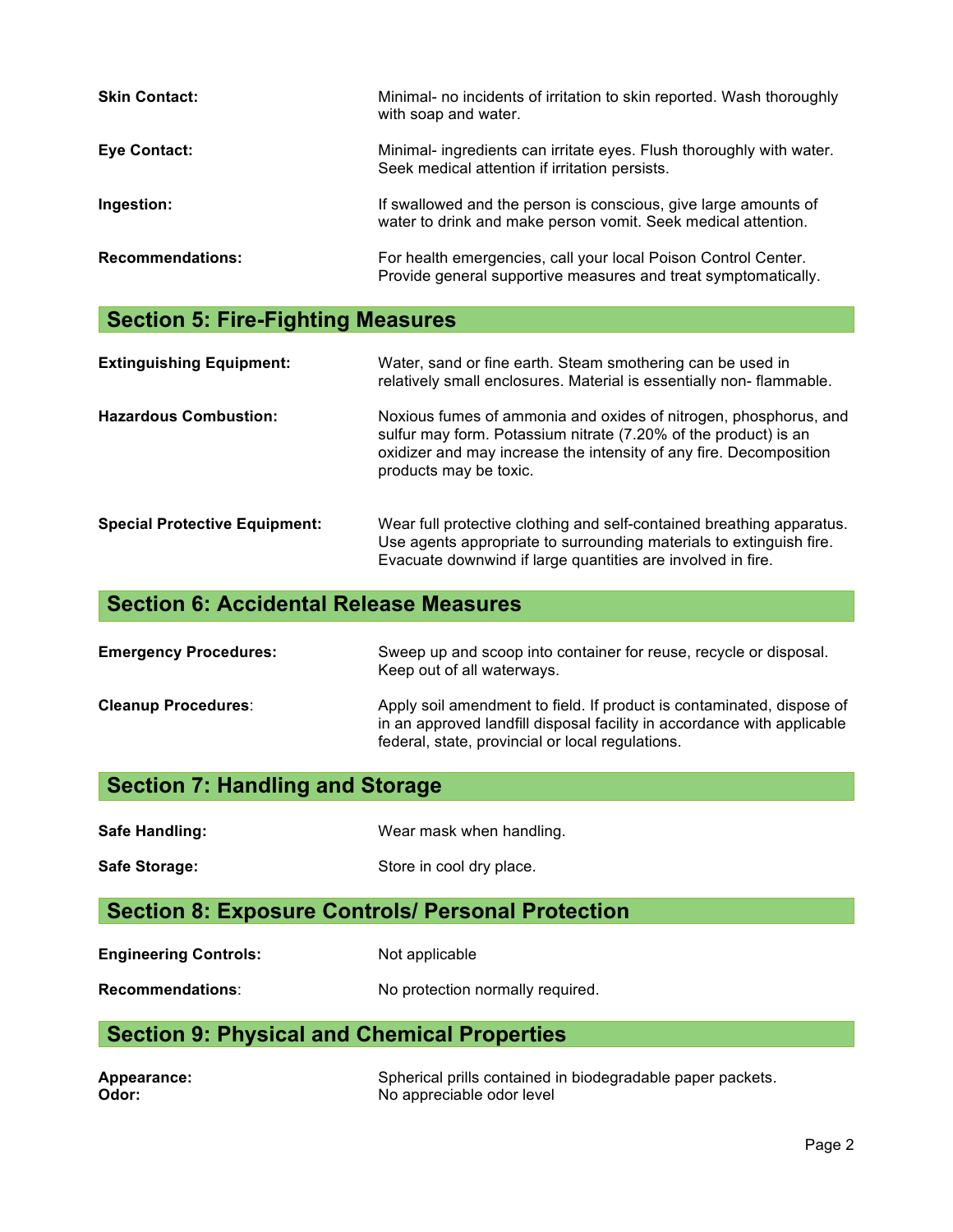**Skin Contact:** Minimal- no incidents of irritation to skin reported. Wash thoroughly with soap and water.

**Eye Contact:** Minimal- ingredients can irritate eyes. Flush thoroughly with water. Seek medical attention if irritation persists.

**Ingestion:** If swallowed and the person is conscious, give large amounts of water to drink and make person vomit. Seek medical attention.

**Recommendations:** For health emergencies, call your local Poison Control Center. Provide general supportive measures and treat symptomatically.

## Section 5: Fire-Fighting Measures

**Extinguishing Equipment:** Water, sand or fine earth. Steam smothering can be used in relatively small enclosures. Material is essentially non- flammable.

**Hazardous Combustion:** Noxious fumes of ammonia and oxides of nitrogen, phosphorus, and sulfur may form. Potassium nitrate (7.20% of the product) is an oxidizer and may increase the intensity of any fire. Decomposition products may be toxic.

**Special Protective Equipment:** Wear full protective clothing and self-contained breathing apparatus. Use agents appropriate to surrounding materials to extinguish fire. Evacuate downwind if large quantities are involved in fire.

## Section 6: Accidental Release Measures

**Emergency Procedures:** Sweep up and scoop into container for reuse, recycle or disposal. Keep out of all waterways.

**Cleanup Procedures**: Apply soil amendment to field. If product is contaminated, dispose of in an approved landfill disposal facility in accordance with applicable federal, state, provincial or local regulations.

## Section 7: Handling and Storage

**Safe Handling:** Wear mask when handling.

**Safe Storage:** Store in cool dry place.

## Section 8: Exposure Controls/ Personal Protection

**Engineering Controls:** Not applicable

**Recommendations**: No protection normally required.

## Section 9: Physical and Chemical Properties

**Appearance:** Spherical prills contained in biodegradable paper packets.
**Odor:** No appreciable odor level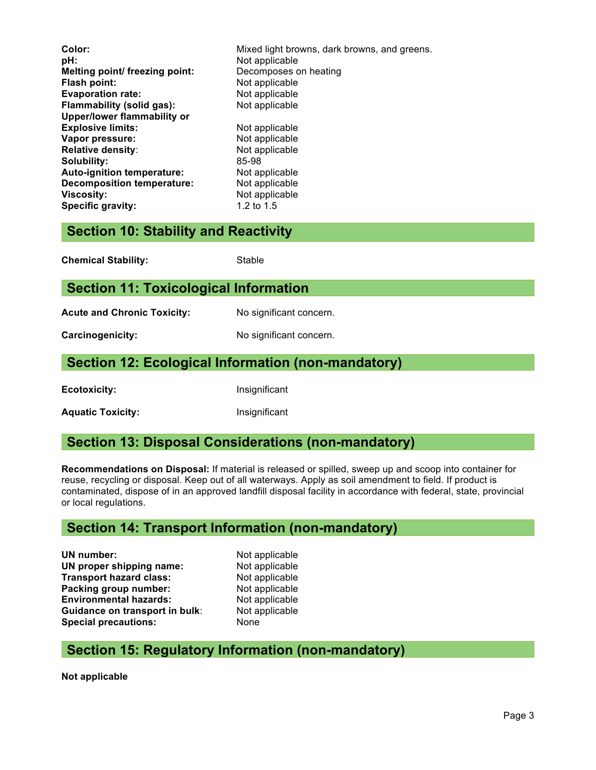**Color:** Mixed light browns, dark browns, and greens.
**pH:** Not applicable
**Melting point/ freezing point:** Decomposes on heating
**Flash point:** Not applicable
**Evaporation rate:** Not applicable
**Flammability (solid gas):** Not applicable
**Upper/lower flammability or Explosive limits:** Not applicable
**Vapor pressure:** Not applicable
**Relative density**: Not applicable
**Solubility:** 85-98
**Auto-ignition temperature:** Not applicable
**Decomposition temperature:** Not applicable
**Viscosity:** Not applicable
**Specific gravity:** 1.2 to 1.5

## Section 10: Stability and Reactivity

**Chemical Stability:** Stable

## Section 11: Toxicological Information

**Acute and Chronic Toxicity:** No significant concern.

**Carcinogenicity:** No significant concern.

## Section 12: Ecological Information (non-mandatory)

**Ecotoxicity:** Insignificant

**Aquatic Toxicity:** Insignificant

## Section 13: Disposal Considerations (non-mandatory)

**Recommendations on Disposal:** If material is released or spilled, sweep up and scoop into container for reuse, recycling or disposal. Keep out of all waterways. Apply as soil amendment to field. If product is contaminated, dispose of in an approved landfill disposal facility in accordance with federal, state, provincial or local regulations.

## Section 14: Transport Information (non-mandatory)

**UN number:** Not applicable
**UN proper shipping name:** Not applicable
**Transport hazard class:** Not applicable
**Packing group number:** Not applicable
**Environmental hazards:** Not applicable
**Guidance on transport in bulk**: Not applicable
**Special precautions:** None

## Section 15: Regulatory Information (non-mandatory)

**Not applicable**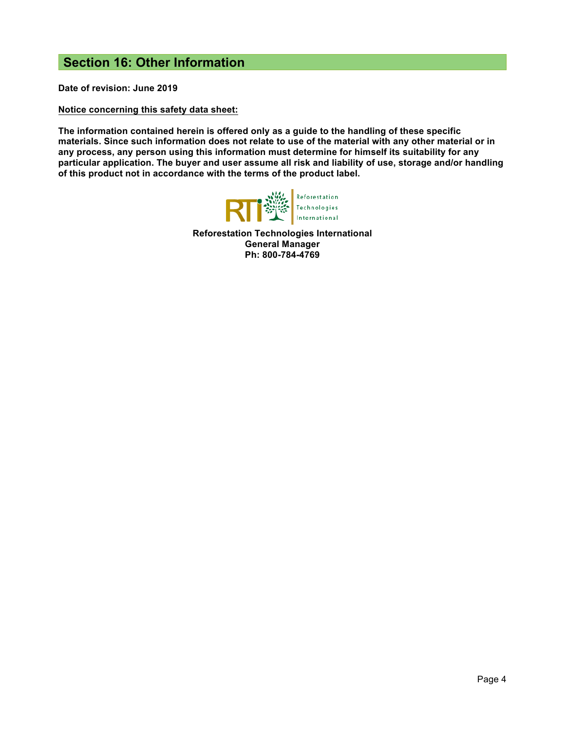## Section 16: Other Information

**Date of revision: June 2019**

**Notice concerning this safety data sheet:**

**The information contained herein is offered only as a guide to the handling of these specific materials. Since such information does not relate to use of the material with any other material or in any process, any person using this information must determine for himself its suitability for any particular application. The buyer and user assume all risk and liability of use, storage and/or handling of this product not in accordance with the terms of the product label.**

RTI Reforestation Technologies International

**Reforestation Technologies International**
**General Manager**
**Ph: 800-784-4769**